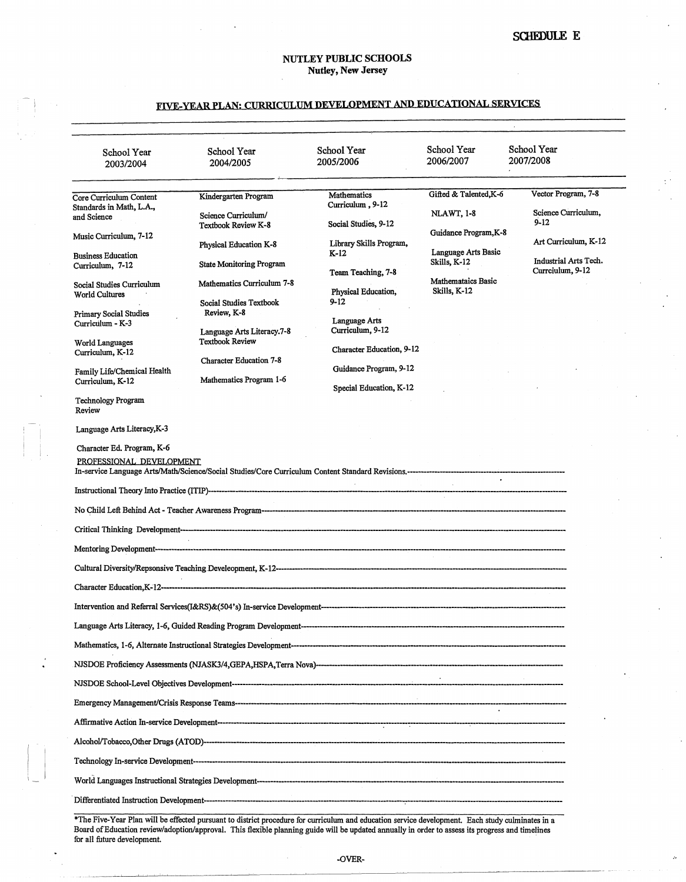SCHEDULE E

# NUTLEY PUBLIC SCHOOLS
## Nutley, New Jersey

### FIVE-YEAR PLAN: CURRICULUM DEVELOPMENT AND EDUCATIONAL SERVICES

| School Year 2003/2004 | School Year 2004/2005 | School Year 2005/2006 | School Year 2006/2007 | School Year 2007/2008 |
|---|---|---|---|---|
| Core Curriculum Content Standards in Math, L.A., and Science | Kindergarten Program | Mathematics Curriculum , 9-12 | Gifted & Talented,K-6 | Vector Program, 7-8 |
| Music Curriculum, 7-12 | Science Curriculum/ Textbook Review K-8 | Social Studies, 9-12 | NLAWT, 1-8 | Science Curriculum, 9-12 |
| Business Education Curriculum, 7-12 | Physical Education K-8 | Library Skills Program, K-12 | Guidance Program,K-8 | Art Curriculum, K-12 |
| Social Studies Curriculum World Cultures | State Monitoring Program | Team Teaching, 7-8 | Language Arts Basic Skills, K-12 | Industrial Arts Tech. Curciulum, 9-12 |
| Primary Social Studies Curriculum - K-3 | Mathematics Curriculum 7-8 | Physical Education, 9-12 | Mathemataics Basic Skills, K-12 | |
| World Languages Curriculum, K-12 | Social Studies Textbook Review, K-8 | Language Arts Curriculum, 9-12 | | |
| Family Life/Chemical Health Curriculum, K-12 | Language Arts Literacy.7-8 Textbook Review | Character Education, 9-12 | | |
| Technology Program Review | Character Education 7-8 | Guidance Program, 9-12 | | |
| Language Arts Literacy,K-3 | Mathematics Program 1-6 | Special Education, K-12 | | |
| Character Ed. Program, K-6 | | | | |

PROFESSIONAL DEVELOPMENT

In-service Language Arts/Math/Science/Social Studies/Core Curriculum Content Standard Revisions.-----------------------------------------------------

Instructional Theory Into Practice (ITIP)-----------------------------------------------------

No Child Left Behind Act - Teacher Awareness Program-----------------------------------------------------

Critical Thinking Development-----------------------------------------------------

Mentoring Development-----------------------------------------------------

Cultural Diversity/Repsonsive Teaching Develeopment, K-12-----------------------------------------------------

Character Education,K-12-----------------------------------------------------

Intervention and Referral Services(I&RS)&(504's) In-service Development-----------------------------------------------------

Language Arts Literacy, 1-6, Guided Reading Program Development-----------------------------------------------------

Mathematics, 1-6, Alternate Instructional Strategies Development-----------------------------------------------------

NJSDOE Proficiency Assessments (NJASK3/4,GEPA,HSPA,Terra Nova)-----------------------------------------------------

NJSDOE School-Level Objectives Development-----------------------------------------------------

Emergency Management/Crisis Response Teams-----------------------------------------------------

Affirmative Action In-service Development-----------------------------------------------------

Alcohol/Tobacco,Other Drugs (ATOD)-----------------------------------------------------

Technology In-service Development-----------------------------------------------------

World Languages Instructional Strategies Development-----------------------------------------------------

Differentiated Instruction Development-----------------------------------------------------

*The Five-Year Plan will be effected pursuant to district procedure for curriculum and education service development. Each study culminates in a Board of Education review/adoption/approval. This flexible planning guide will be updated annually in order to assess its progress and timelines for all future development.

-OVER-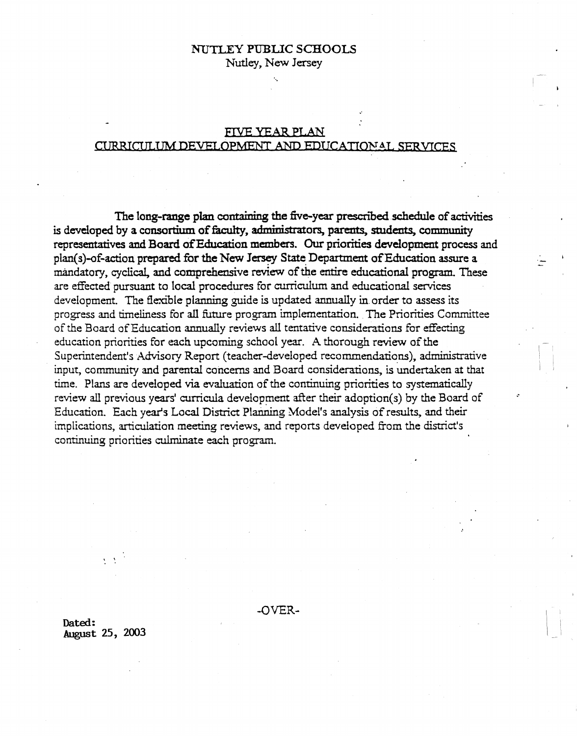NUTLEY PUBLIC SCHOOLS

Nutley, New Jersey

## FIVE YEAR PLAN

## CURRICULUM DEVELOPMENT AND EDUCATIONAL SERVICES

**The long-range plan containing the five-year prescribed schedule of activities is developed by a consortium of faculty, administrators, parents, students, community representatives and Board of Education members. Our priorities development process and plan(s)-of-action prepared for the New Jersey State Department of Education assure a** mandatory, cyclical, and comprehensive review of the entire educational program. These are effected pursuant to local procedures for curriculum and educational services development. The flexible planning guide is updated annually in order to assess its progress and timeliness for all future program implementation. The Priorities Committee of the Board of Education annually reviews all tentative considerations for effecting education priorities for each upcoming school year. A thorough review of the Superintendent's Advisory Report (teacher-developed recommendations), administrative input, community and parental concerns and Board considerations, is undertaken at that time. Plans are developed via evaluation of the continuing priorities to systematically review all previous years' curricula development after their adoption(s) by the Board of Education. Each year's Local District Planning Model's analysis of results, and their implications, articulation meeting reviews, and reports developed from the district's continuing priorities culminate each program.

-OVER-

**Dated:**
**August 25, 2003**